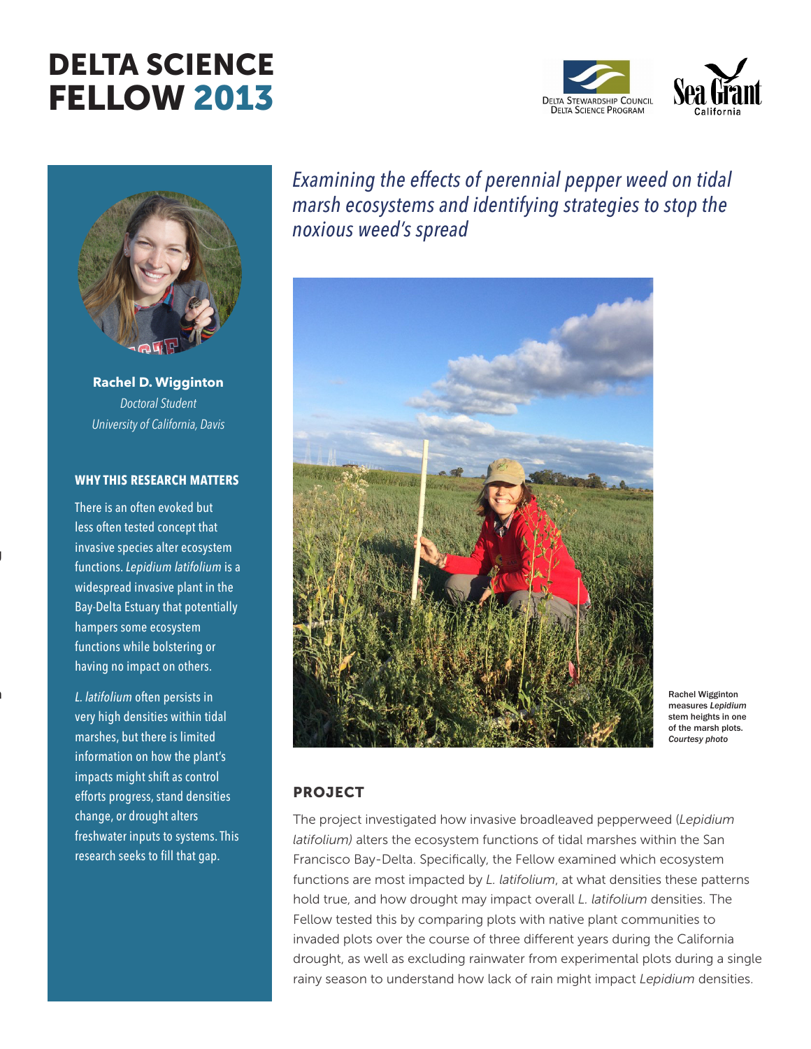# DELTA SCIENCE FELLOW 2013

DELTA STEWARDSHIP COUNCIL
DELTA SCIENCE PROGRAM

Sea Grant California

**Rachel D. Wigginton**
*Doctoral Student*
*University of California, Davis*

### WHY THIS RESEARCH MATTERS

There is an often evoked but less often tested concept that invasive species alter ecosystem functions. *Lepidium latifolium* is a widespread invasive plant in the Bay-Delta Estuary that potentially hampers some ecosystem functions while bolstering or having no impact on others.

*L. latifolium* often persists in very high densities within tidal marshes, but there is limited information on how the plant's impacts might shift as control efforts progress, stand densities change, or drought alters freshwater inputs to systems. This research seeks to fill that gap.

*Examining the effects of perennial pepper weed on tidal marsh ecosystems and identifying strategies to stop the noxious weed's spread*

Rachel Wigginton measures *Lepidium* stem heights in one of the marsh plots. *Courtesy photo*

## PROJECT

The project investigated how invasive broadleaved pepperweed (*Lepidium latifolium)* alters the ecosystem functions of tidal marshes within the San Francisco Bay-Delta. Specifically, the Fellow examined which ecosystem functions are most impacted by *L. latifolium*, at what densities these patterns hold true, and how drought may impact overall *L. latifolium* densities. The Fellow tested this by comparing plots with native plant communities to invaded plots over the course of three different years during the California drought, as well as excluding rainwater from experimental plots during a single rainy season to understand how lack of rain might impact *Lepidium* densities.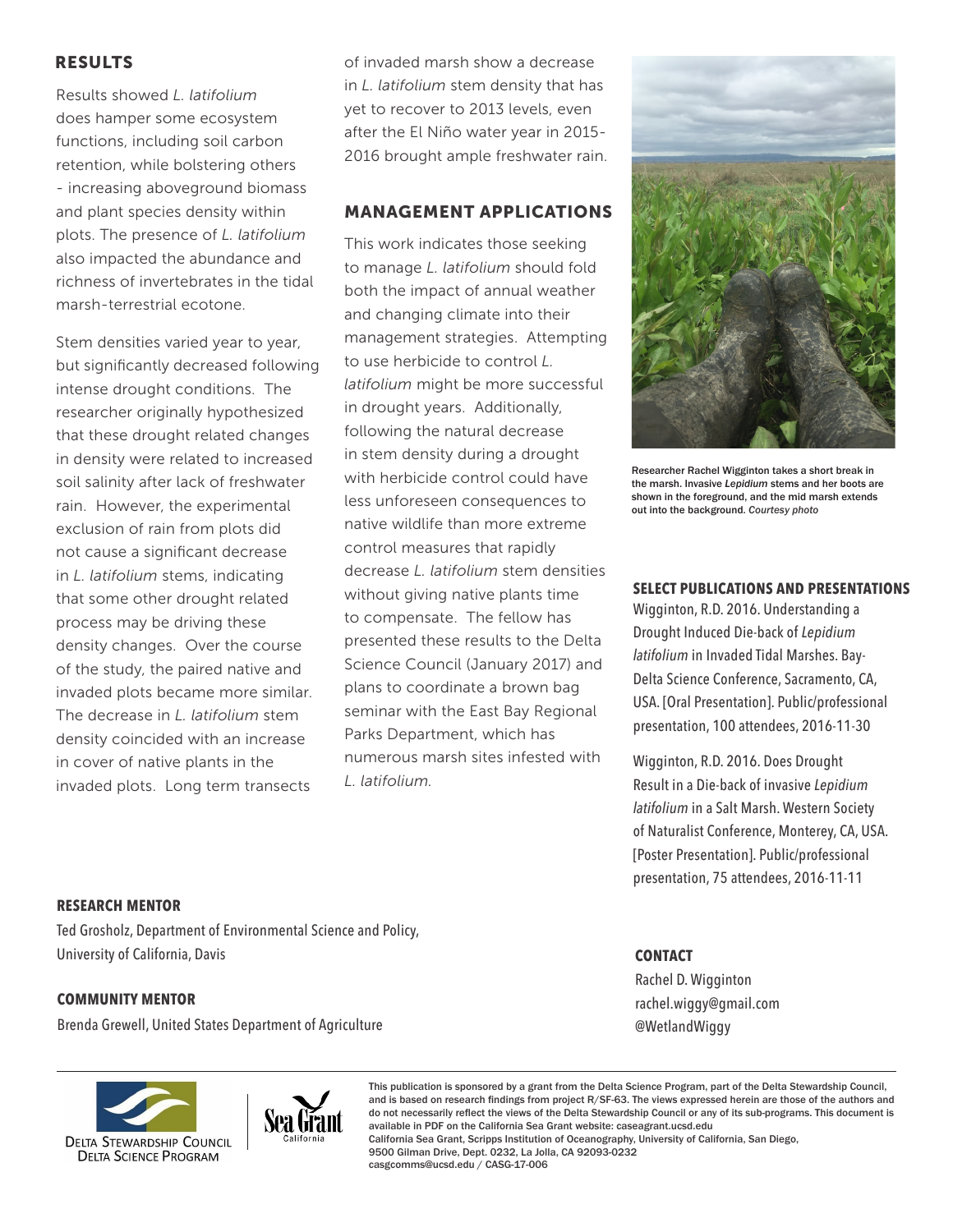## RESULTS

Results showed *L. latifolium* does hamper some ecosystem functions, including soil carbon retention, while bolstering others - increasing aboveground biomass and plant species density within plots. The presence of *L. latifolium* also impacted the abundance and richness of invertebrates in the tidal marsh-terrestrial ecotone.

Stem densities varied year to year, but significantly decreased following intense drought conditions. The researcher originally hypothesized that these drought related changes in density were related to increased soil salinity after lack of freshwater rain. However, the experimental exclusion of rain from plots did not cause a significant decrease in *L. latifolium* stems, indicating that some other drought related process may be driving these density changes. Over the course of the study, the paired native and invaded plots became more similar. The decrease in *L. latifolium* stem density coincided with an increase in cover of native plants in the invaded plots. Long term transects of invaded marsh show a decrease in *L. latifolium* stem density that has yet to recover to 2013 levels, even after the El Niño water year in 2015-2016 brought ample freshwater rain.

## MANAGEMENT APPLICATIONS

This work indicates those seeking to manage *L. latifolium* should fold both the impact of annual weather and changing climate into their management strategies. Attempting to use herbicide to control *L. latifolium* might be more successful in drought years. Additionally, following the natural decrease in stem density during a drought with herbicide control could have less unforeseen consequences to native wildlife than more extreme control measures that rapidly decrease *L. latifolium* stem densities without giving native plants time to compensate. The fellow has presented these results to the Delta Science Council (January 2017) and plans to coordinate a brown bag seminar with the East Bay Regional Parks Department, which has numerous marsh sites infested with *L. latifolium*.

Researcher Rachel Wigginton takes a short break in the marsh. Invasive *Lepidium* stems and her boots are shown in the foreground, and the mid marsh extends out into the background. *Courtesy photo*

### SELECT PUBLICATIONS AND PRESENTATIONS

Wigginton, R.D. 2016. Understanding a Drought Induced Die-back of *Lepidium latifolium* in Invaded Tidal Marshes. Bay-Delta Science Conference, Sacramento, CA, USA. [Oral Presentation]. Public/professional presentation, 100 attendees, 2016-11-30

Wigginton, R.D. 2016. Does Drought Result in a Die-back of invasive *Lepidium latifolium* in a Salt Marsh. Western Society of Naturalist Conference, Monterey, CA, USA. [Poster Presentation]. Public/professional presentation, 75 attendees, 2016-11-11

### RESEARCH MENTOR

Ted Grosholz, Department of Environmental Science and Policy, University of California, Davis

### COMMUNITY MENTOR

Brenda Grewell, United States Department of Agriculture

### CONTACT

Rachel D. Wigginton
rachel.wiggy@gmail.com
@WetlandWiggy

Delta Stewardship Council
Delta Science Program

Sea Grant California

This publication is sponsored by a grant from the Delta Science Program, part of the Delta Stewardship Council, and is based on research findings from project R/SF-63. The views expressed herein are those of the authors and do not necessarily reflect the views of the Delta Stewardship Council or any of its sub-programs. This document is available in PDF on the California Sea Grant website: caseagrant.ucsd.edu
California Sea Grant, Scripps Institution of Oceanography, University of California, San Diego, 9500 Gilman Drive, Dept. 0232, La Jolla, CA 92093-0232
casgcomms@ucsd.edu / CASG-17-006